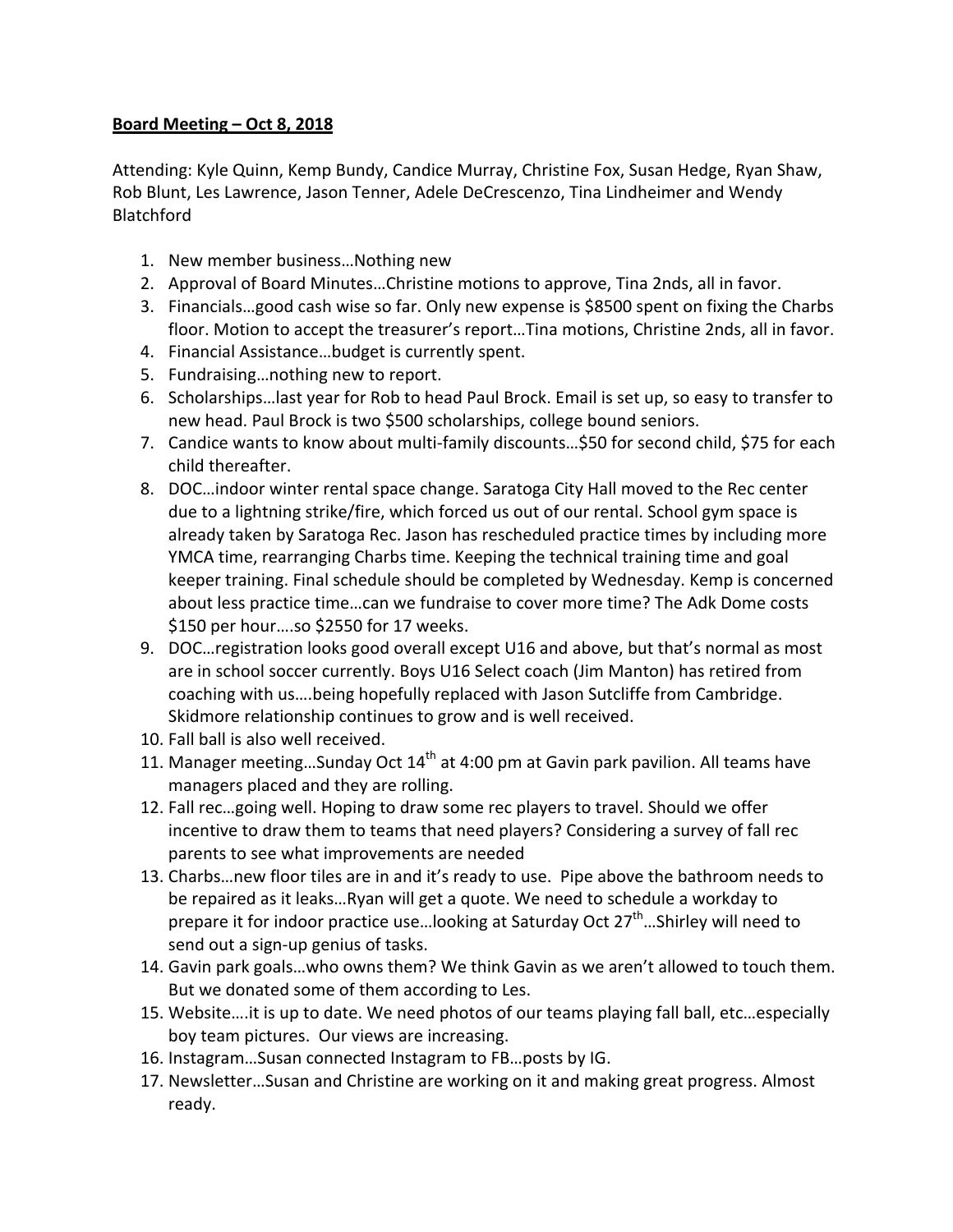**<u>Board Meeting – Oct 8, 2018</u>**

Attending: Kyle Quinn, Kemp Bundy, Candice Murray, Christine Fox, Susan Hedge, Ryan Shaw, Rob Blunt, Les Lawrence, Jason Tenner, Adele DeCrescenzo, Tina Lindheimer and Wendy Blatchford

1. New member business…Nothing new
2. Approval of Board Minutes…Christine motions to approve, Tina 2nds, all in favor.
3. Financials…good cash wise so far. Only new expense is $8500 spent on fixing the Charbs floor. Motion to accept the treasurer's report…Tina motions, Christine 2nds, all in favor.
4. Financial Assistance…budget is currently spent.
5. Fundraising…nothing new to report.
6. Scholarships…last year for Rob to head Paul Brock. Email is set up, so easy to transfer to new head. Paul Brock is two $500 scholarships, college bound seniors.
7. Candice wants to know about multi-family discounts…$50 for second child, $75 for each child thereafter.
8. DOC…indoor winter rental space change. Saratoga City Hall moved to the Rec center due to a lightning strike/fire, which forced us out of our rental. School gym space is already taken by Saratoga Rec. Jason has rescheduled practice times by including more YMCA time, rearranging Charbs time. Keeping the technical training time and goal keeper training. Final schedule should be completed by Wednesday. Kemp is concerned about less practice time…can we fundraise to cover more time? The Adk Dome costs $150 per hour….so $2550 for 17 weeks.
9. DOC…registration looks good overall except U16 and above, but that's normal as most are in school soccer currently. Boys U16 Select coach (Jim Manton) has retired from coaching with us….being hopefully replaced with Jason Sutcliffe from Cambridge. Skidmore relationship continues to grow and is well received.
10. Fall ball is also well received.
11. Manager meeting…Sunday Oct 14th at 4:00 pm at Gavin park pavilion. All teams have managers placed and they are rolling.
12. Fall rec…going well. Hoping to draw some rec players to travel. Should we offer incentive to draw them to teams that need players? Considering a survey of fall rec parents to see what improvements are needed
13. Charbs…new floor tiles are in and it's ready to use. Pipe above the bathroom needs to be repaired as it leaks…Ryan will get a quote. We need to schedule a workday to prepare it for indoor practice use…looking at Saturday Oct 27th…Shirley will need to send out a sign-up genius of tasks.
14. Gavin park goals…who owns them? We think Gavin as we aren't allowed to touch them. But we donated some of them according to Les.
15. Website….it is up to date. We need photos of our teams playing fall ball, etc…especially boy team pictures. Our views are increasing.
16. Instagram…Susan connected Instagram to FB…posts by IG.
17. Newsletter…Susan and Christine are working on it and making great progress. Almost ready.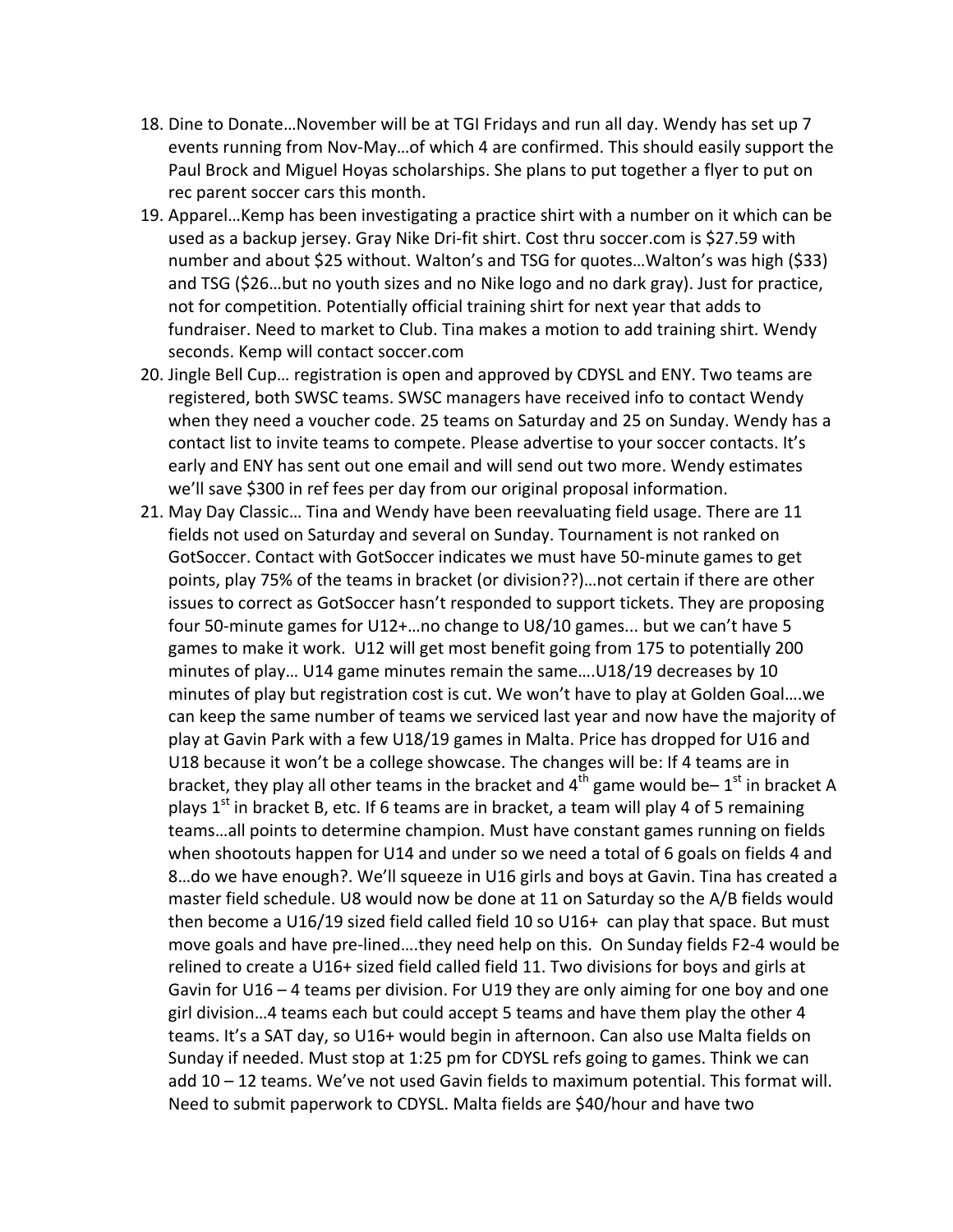18. Dine to Donate…November will be at TGI Fridays and run all day. Wendy has set up 7 events running from Nov-May…of which 4 are confirmed. This should easily support the Paul Brock and Miguel Hoyas scholarships. She plans to put together a flyer to put on rec parent soccer cars this month.
19. Apparel…Kemp has been investigating a practice shirt with a number on it which can be used as a backup jersey. Gray Nike Dri-fit shirt. Cost thru soccer.com is $27.59 with number and about $25 without. Walton's and TSG for quotes…Walton's was high ($33) and TSG ($26…but no youth sizes and no Nike logo and no dark gray). Just for practice, not for competition. Potentially official training shirt for next year that adds to fundraiser. Need to market to Club. Tina makes a motion to add training shirt. Wendy seconds. Kemp will contact soccer.com
20. Jingle Bell Cup… registration is open and approved by CDYSL and ENY. Two teams are registered, both SWSC teams. SWSC managers have received info to contact Wendy when they need a voucher code. 25 teams on Saturday and 25 on Sunday. Wendy has a contact list to invite teams to compete. Please advertise to your soccer contacts. It's early and ENY has sent out one email and will send out two more. Wendy estimates we'll save $300 in ref fees per day from our original proposal information.
21. May Day Classic… Tina and Wendy have been reevaluating field usage. There are 11 fields not used on Saturday and several on Sunday. Tournament is not ranked on GotSoccer. Contact with GotSoccer indicates we must have 50-minute games to get points, play 75% of the teams in bracket (or division??)…not certain if there are other issues to correct as GotSoccer hasn't responded to support tickets. They are proposing four 50-minute games for U12+…no change to U8/10 games... but we can't have 5 games to make it work. U12 will get most benefit going from 175 to potentially 200 minutes of play… U14 game minutes remain the same….U18/19 decreases by 10 minutes of play but registration cost is cut. We won't have to play at Golden Goal….we can keep the same number of teams we serviced last year and now have the majority of play at Gavin Park with a few U18/19 games in Malta. Price has dropped for U16 and U18 because it won't be a college showcase. The changes will be: If 4 teams are in bracket, they play all other teams in the bracket and 4th game would be– 1st in bracket A plays 1st in bracket B, etc. If 6 teams are in bracket, a team will play 4 of 5 remaining teams…all points to determine champion. Must have constant games running on fields when shootouts happen for U14 and under so we need a total of 6 goals on fields 4 and 8…do we have enough?. We'll squeeze in U16 girls and boys at Gavin. Tina has created a master field schedule. U8 would now be done at 11 on Saturday so the A/B fields would then become a U16/19 sized field called field 10 so U16+ can play that space. But must move goals and have pre-lined….they need help on this. On Sunday fields F2-4 would be relined to create a U16+ sized field called field 11. Two divisions for boys and girls at Gavin for U16 – 4 teams per division. For U19 they are only aiming for one boy and one girl division…4 teams each but could accept 5 teams and have them play the other 4 teams. It's a SAT day, so U16+ would begin in afternoon. Can also use Malta fields on Sunday if needed. Must stop at 1:25 pm for CDYSL refs going to games. Think we can add 10 – 12 teams. We've not used Gavin fields to maximum potential. This format will. Need to submit paperwork to CDYSL. Malta fields are $40/hour and have two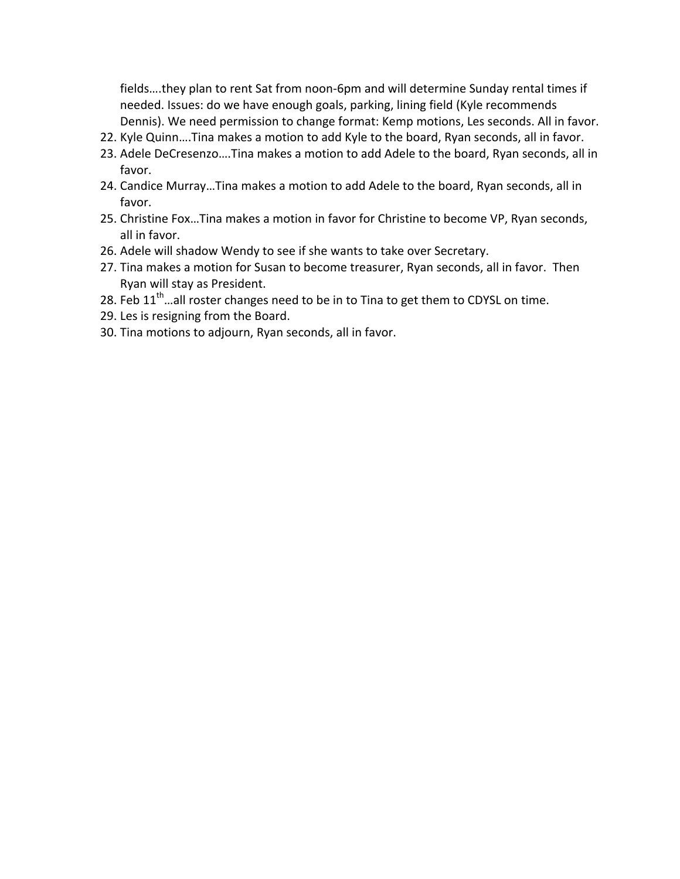fields….they plan to rent Sat from noon-6pm and will determine Sunday rental times if needed. Issues: do we have enough goals, parking, lining field (Kyle recommends Dennis). We need permission to change format: Kemp motions, Les seconds. All in favor.

22. Kyle Quinn….Tina makes a motion to add Kyle to the board, Ryan seconds, all in favor.
23. Adele DeCresenzo….Tina makes a motion to add Adele to the board, Ryan seconds, all in favor.
24. Candice Murray…Tina makes a motion to add Adele to the board, Ryan seconds, all in favor.
25. Christine Fox…Tina makes a motion in favor for Christine to become VP, Ryan seconds, all in favor.
26. Adele will shadow Wendy to see if she wants to take over Secretary.
27. Tina makes a motion for Susan to become treasurer, Ryan seconds, all in favor. Then Ryan will stay as President.
28. Feb 11th…all roster changes need to be in to Tina to get them to CDYSL on time.
29. Les is resigning from the Board.
30. Tina motions to adjourn, Ryan seconds, all in favor.